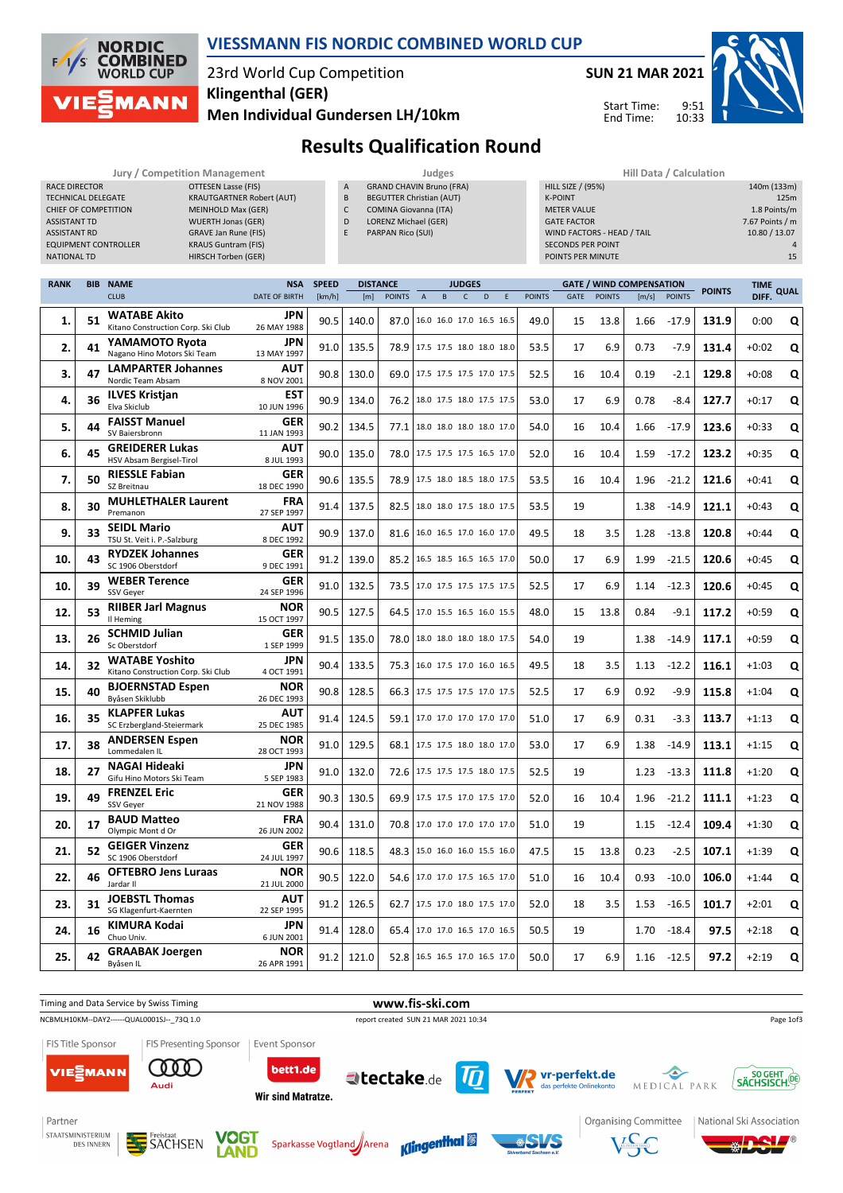# VIESSMANN FIS NORDIC COMBINED WORLD CUP

23rd World Cup Competition
Klingenthal (GER)
Men Individual Gundersen LH/10km

SUN 21 MAR 2021

Start Time: 9:51
End Time: 10:33

## Results Qualification Round

| Jury / Competition Management | |
|---|---|
| RACE DIRECTOR | OTTESEN Lasse (FIS) |
| TECHNICAL DELEGATE | KRAUTGARTNER Robert (AUT) |
| CHIEF OF COMPETITION | MEINHOLD Max (GER) |
| ASSISTANT TD | WUERTH Jonas (GER) |
| ASSISTANT RD | GRAVE Jan Rune (FIS) |
| EQUIPMENT CONTROLLER | KRAUS Guntram (FIS) |
| NATIONAL TD | HIRSCH Torben (GER) |

| Judges | |
|---|---|
| A | GRAND CHAVIN Bruno (FRA) |
| B | BEGUTTER Christian (AUT) |
| C | COMINA Giovanna (ITA) |
| D | LORENZ Michael (GER) |
| E | PARPAN Rico (SUI) |

| Hill Data / Calculation | |
|---|---|
| HILL SIZE / (95%) | 140m (133m) |
| K-POINT | 125m |
| METER VALUE | 1.8 Points/m |
| GATE FACTOR | 7.67 Points / m |
| WIND FACTORS - HEAD / TAIL | 10.80 / 13.07 |
| SECONDS PER POINT | 4 |
| POINTS PER MINUTE | 15 |

| RANK | BIB | NAME / CLUB | NSA / DATE OF BIRTH | SPEED [km/h] | DISTANCE [m] | DISTANCE POINTS | A | B | C | D | E | JUDGES POINTS | GATE | GATE POINTS | WIND [m/s] | WIND POINTS | POINTS | TIME DIFF. | QUAL |
|---|---|---|---|---|---|---|---|---|---|---|---|---|---|---|---|---|---|---|---|
| 1. | 51 | **WATABE Akito** Kitano Construction Corp. Ski Club | JPN 26 MAY 1988 | 90.5 | 140.0 | 87.0 | 16.0 | 16.0 | 17.0 | 16.5 | 16.5 | 49.0 | 15 | 13.8 | 1.66 | -17.9 | 131.9 | 0:00 | Q |
| 2. | 41 | **YAMAMOTO Ryota** Nagano Hino Motors Ski Team | JPN 13 MAY 1997 | 91.0 | 135.5 | 78.9 | 17.5 | 17.5 | 18.0 | 18.0 | 18.0 | 53.5 | 17 | 6.9 | 0.73 | -7.9 | 131.4 | +0:02 | Q |
| 3. | 47 | **LAMPARTER Johannes** Nordic Team Absam | AUT 8 NOV 2001 | 90.8 | 130.0 | 69.0 | 17.5 | 17.5 | 17.5 | 17.0 | 17.5 | 52.5 | 16 | 10.4 | 0.19 | -2.1 | 129.8 | +0:08 | Q |
| 4. | 36 | **ILVES Kristjan** Elva Skiclub | EST 10 JUN 1996 | 90.9 | 134.0 | 76.2 | 18.0 | 17.5 | 18.0 | 17.5 | 17.5 | 53.0 | 17 | 6.9 | 0.78 | -8.4 | 127.7 | +0:17 | Q |
| 5. | 44 | **FAISST Manuel** SV Baiersbronn | GER 11 JAN 1993 | 90.2 | 134.5 | 77.1 | 18.0 | 18.0 | 18.0 | 18.0 | 17.0 | 54.0 | 16 | 10.4 | 1.66 | -17.9 | 123.6 | +0:33 | Q |
| 6. | 45 | **GREIDERER Lukas** HSV Absam Bergisel-Tirol | AUT 8 JUL 1993 | 90.0 | 135.0 | 78.0 | 17.5 | 17.5 | 17.5 | 16.5 | 17.0 | 52.0 | 16 | 10.4 | 1.59 | -17.2 | 123.2 | +0:35 | Q |
| 7. | 50 | **RIESSLE Fabian** SZ Breitnau | GER 18 DEC 1990 | 90.6 | 135.5 | 78.9 | 17.5 | 18.0 | 18.5 | 18.0 | 17.5 | 53.5 | 16 | 10.4 | 1.96 | -21.2 | 121.6 | +0:41 | Q |
| 8. | 30 | **MUHLETHALER Laurent** Premanon | FRA 27 SEP 1997 | 91.4 | 137.5 | 82.5 | 18.0 | 18.0 | 17.5 | 18.0 | 17.5 | 53.5 | 19 | | 1.38 | -14.9 | 121.1 | +0:43 | Q |
| 9. | 33 | **SEIDL Mario** TSU St. Veit i. P.-Salzburg | AUT 8 DEC 1992 | 90.9 | 137.0 | 81.6 | 16.0 | 16.5 | 17.0 | 16.0 | 17.0 | 49.5 | 18 | 3.5 | 1.28 | -13.8 | 120.8 | +0:44 | Q |
| 10. | 43 | **RYDZEK Johannes** SC 1906 Oberstdorf | GER 9 DEC 1991 | 91.2 | 139.0 | 85.2 | 16.5 | 18.5 | 16.5 | 16.5 | 17.0 | 50.0 | 17 | 6.9 | 1.99 | -21.5 | 120.6 | +0:45 | Q |
| 10. | 39 | **WEBER Terence** SSV Geyer | GER 24 SEP 1996 | 91.0 | 132.5 | 73.5 | 17.0 | 17.5 | 17.5 | 17.5 | 17.5 | 52.5 | 17 | 6.9 | 1.14 | -12.3 | 120.6 | +0:45 | Q |
| 12. | 53 | **RIIBER Jarl Magnus** Il Heming | NOR 15 OCT 1997 | 90.5 | 127.5 | 64.5 | 17.0 | 15.5 | 16.5 | 16.0 | 15.5 | 48.0 | 15 | 13.8 | 0.84 | -9.1 | 117.2 | +0:59 | Q |
| 13. | 26 | **SCHMID Julian** Sc Oberstdorf | GER 1 SEP 1999 | 91.5 | 135.0 | 78.0 | 18.0 | 18.0 | 18.0 | 18.0 | 17.5 | 54.0 | 19 | | 1.38 | -14.9 | 117.1 | +0:59 | Q |
| 14. | 32 | **WATABE Yoshito** Kitano Construction Corp. Ski Club | JPN 4 OCT 1991 | 90.4 | 133.5 | 75.3 | 16.0 | 17.5 | 17.0 | 16.0 | 16.5 | 49.5 | 18 | 3.5 | 1.13 | -12.2 | 116.1 | +1:03 | Q |
| 15. | 40 | **BJOERNSTAD Espen** Byåsen Skiklubb | NOR 26 DEC 1993 | 90.8 | 128.5 | 66.3 | 17.5 | 17.5 | 17.5 | 17.0 | 17.5 | 52.5 | 17 | 6.9 | 0.92 | -9.9 | 115.8 | +1:04 | Q |
| 16. | 35 | **KLAPFER Lukas** SC Erzbergland-Steiermark | AUT 25 DEC 1985 | 91.4 | 124.5 | 59.1 | 17.0 | 17.0 | 17.0 | 17.0 | 17.0 | 51.0 | 17 | 6.9 | 0.31 | -3.3 | 113.7 | +1:13 | Q |
| 17. | 38 | **ANDERSEN Espen** Lommedalen IL | NOR 28 OCT 1993 | 91.0 | 129.5 | 68.1 | 17.5 | 17.5 | 18.0 | 18.0 | 17.0 | 53.0 | 17 | 6.9 | 1.38 | -14.9 | 113.1 | +1:15 | Q |
| 18. | 27 | **NAGAI Hideaki** Gifu Hino Motors Ski Team | JPN 5 SEP 1983 | 91.0 | 132.0 | 72.6 | 17.5 | 17.5 | 17.5 | 18.0 | 17.5 | 52.5 | 19 | | 1.23 | -13.3 | 111.8 | +1:20 | Q |
| 19. | 49 | **FRENZEL Eric** SSV Geyer | GER 21 NOV 1988 | 90.3 | 130.5 | 69.9 | 17.5 | 17.5 | 17.0 | 17.5 | 17.0 | 52.0 | 16 | 10.4 | 1.96 | -21.2 | 111.1 | +1:23 | Q |
| 20. | 17 | **BAUD Matteo** Olympic Mont d Or | FRA 26 JUN 2002 | 90.4 | 131.0 | 70.8 | 17.0 | 17.0 | 17.0 | 17.0 | 17.0 | 51.0 | 19 | | 1.15 | -12.4 | 109.4 | +1:30 | Q |
| 21. | 52 | **GEIGER Vinzenz** SC 1906 Oberstdorf | GER 24 JUL 1997 | 90.6 | 118.5 | 48.3 | 15.0 | 16.0 | 16.0 | 15.5 | 16.0 | 47.5 | 15 | 13.8 | 0.23 | -2.5 | 107.1 | +1:39 | Q |
| 22. | 46 | **OFTEBRO Jens Luraas** Jardar Il | NOR 21 JUL 2000 | 90.5 | 122.0 | 54.6 | 17.0 | 17.0 | 17.5 | 16.5 | 17.0 | 51.0 | 16 | 10.4 | 0.93 | -10.0 | 106.0 | +1:44 | Q |
| 23. | 31 | **JOEBSTL Thomas** SG Klagenfurt-Kaernten | AUT 22 SEP 1995 | 91.2 | 126.5 | 62.7 | 17.5 | 17.0 | 18.0 | 17.5 | 17.0 | 52.0 | 18 | 3.5 | 1.53 | -16.5 | 101.7 | +2:01 | Q |
| 24. | 16 | **KIMURA Kodai** Chuo Univ. | JPN 6 JUN 2001 | 91.4 | 128.0 | 65.4 | 17.0 | 17.0 | 16.5 | 17.0 | 16.5 | 50.5 | 19 | | 1.70 | -18.4 | 97.5 | +2:18 | Q |
| 25. | 42 | **GRAABAK Joergen** Byåsen IL | NOR 26 APR 1991 | 91.2 | 121.0 | 52.8 | 16.5 | 16.5 | 17.0 | 16.5 | 17.0 | 50.0 | 17 | 6.9 | 1.16 | -12.5 | 97.2 | +2:19 | Q |

Timing and Data Service by Swiss Timing — www.fis-ski.com

NCBMLH10KM--DAY2------QUAL0001SJ--_73Q 1.0 — report created SUN 21 MAR 2021 10:34

FIS Title Sponsor: VIESSMANN | FIS Presenting Sponsor: Audi | Event Sponsor: bett1.de Wir sind Matratze., tectake.de, vr-perfekt.de das perfekte Onlinekonto, MEDICAL PARK, SO GEHT SÄCHSISCH.

Partner: Staatsministerium des Innern, Freistaat Sachsen, Vogtland, Sparkasse Vogtland Arena, Klingenthal, SVS Skiverband Sachsen e.V. | Organising Committee: VSC | National Ski Association: DSV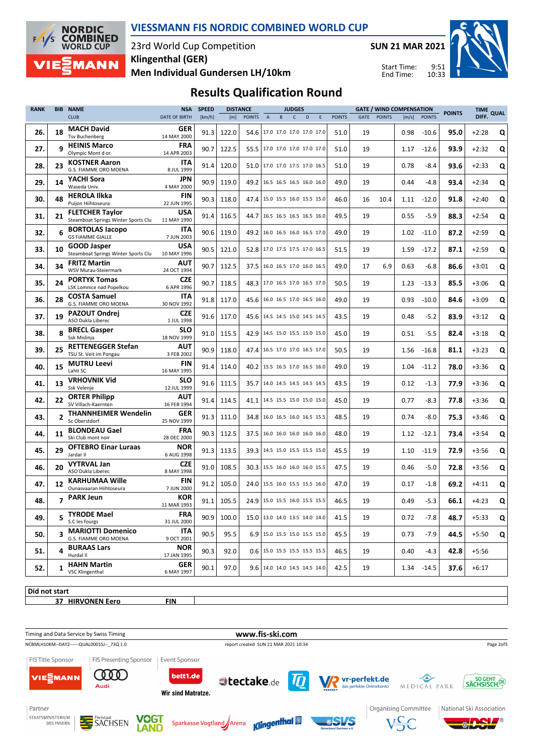# VIESSMANN FIS NORDIC COMBINED WORLD CUP

23rd World Cup Competition
**Klingenthal (GER)**
**Men Individual Gundersen LH/10km**

**SUN 21 MAR 2021**

Start Time: 9:51
End Time: 10:33

## Results Qualification Round

| RANK | BIB | NAME / CLUB | NSA / DATE OF BIRTH | SPEED [km/h] | DISTANCE [m] | DISTANCE POINTS | JUDGES A | B | C | D | E | JUDGES POINTS | GATE | GATE POINTS | WIND [m/s] | WIND POINTS | POINTS | TIME DIFF. | QUAL |
|---|---|---|---|---|---|---|---|---|---|---|---|---|---|---|---|---|---|---|---|
| 26. | 18 | **MACH David** Tsv Buchenberg | GER 14 MAY 2000 | 91.3 | 122.0 | 54.6 | 17.0 | 17.0 | 17.0 | 17.0 | 17.0 | 51.0 | 19 | | 0.98 | -10.6 | **95.0** | +2:28 | Q |
| 27. | 9 | **HEINIS Marco** Olympic Mont d or | FRA 14 APR 2003 | 90.7 | 122.5 | 55.5 | 17.0 | 17.0 | 17.0 | 17.0 | 17.0 | 51.0 | 19 | | 1.17 | -12.6 | **93.9** | +2:32 | Q |
| 28. | 23 | **KOSTNER Aaron** G.S. FIAMME ORO MOENA | ITA 8 JUL 1999 | 91.4 | 120.0 | 51.0 | 17.0 | 17.0 | 17.5 | 17.0 | 16.5 | 51.0 | 19 | | 0.78 | -8.4 | **93.6** | +2:33 | Q |
| 29. | 14 | **YACHI Sora** Waseda Univ. | JPN 4 MAY 2000 | 90.9 | 119.0 | 49.2 | 16.5 | 16.5 | 16.5 | 16.0 | 16.0 | 49.0 | 19 | | 0.44 | -4.8 | **93.4** | +2:34 | Q |
| 30. | 48 | **HEROLA Ilkka** Puijon Hiihtoseura | FIN 22 JUN 1995 | 90.3 | 118.0 | 47.4 | 15.0 | 15.5 | 16.0 | 15.5 | 15.0 | 46.0 | 16 | 10.4 | 1.11 | -12.0 | **91.8** | +2:40 | Q |
| 31. | 21 | **FLETCHER Taylor** Steamboat Springs Winter Sports Clu | USA 11 MAY 1990 | 91.4 | 116.5 | 44.7 | 16.5 | 16.5 | 16.5 | 16.5 | 16.0 | 49.5 | 19 | | 0.55 | -5.9 | **88.3** | +2:54 | Q |
| 32. | 6 | **BORTOLAS Iacopo** GS FIAMME GIALLE | ITA 7 JUN 2003 | 90.6 | 119.0 | 49.2 | 16.0 | 16.5 | 16.0 | 16.5 | 17.0 | 49.0 | 19 | | 1.02 | -11.0 | **87.2** | +2:59 | Q |
| 33. | 10 | **GOOD Jasper** Steamboat Springs Winter Sports Clu | USA 10 MAY 1996 | 90.5 | 121.0 | 52.8 | 17.0 | 17.5 | 17.5 | 17.0 | 16.5 | 51.5 | 19 | | 1.59 | -17.2 | **87.1** | +2:59 | Q |
| 34. | 34 | **FRITZ Martin** WSV Murau-Steiermark | AUT 24 OCT 1994 | 90.7 | 112.5 | 37.5 | 16.0 | 16.5 | 17.0 | 16.0 | 16.5 | 49.0 | 17 | 6.9 | 0.63 | -6.8 | **86.6** | +3:01 | Q |
| 35. | 24 | **PORTYK Tomas** LSK Lomnice nad Popelkou | CZE 6 APR 1996 | 90.7 | 118.5 | 48.3 | 17.0 | 16.5 | 17.0 | 16.5 | 17.0 | 50.5 | 19 | | 1.23 | -13.3 | **85.5** | +3:06 | Q |
| 36. | 28 | **COSTA Samuel** G.S. FIAMME ORO MOENA | ITA 30 NOV 1992 | 91.8 | 117.0 | 45.6 | 16.0 | 16.5 | 17.0 | 16.5 | 16.0 | 49.0 | 19 | | 0.93 | -10.0 | **84.6** | +3:09 | Q |
| 37. | 19 | **PAZOUT Ondrej** ASO Dukla Liberec | CZE 1 JUL 1998 | 91.6 | 117.0 | 45.6 | 14.5 | 14.5 | 15.0 | 14.5 | 14.5 | 43.5 | 19 | | 0.48 | -5.2 | **83.9** | +3:12 | Q |
| 38. | 8 | **BRECL Gasper** Ssk Mislinja | SLO 18 NOV 1999 | 91.0 | 115.5 | 42.9 | 14.5 | 15.0 | 15.5 | 15.0 | 15.0 | 45.0 | 19 | | 0.51 | -5.5 | **82.4** | +3:18 | Q |
| 39. | 25 | **RETTENEGGER Stefan** TSU St. Veit im Pongau | AUT 3 FEB 2002 | 90.9 | 118.0 | 47.4 | 16.5 | 17.0 | 17.0 | 16.5 | 17.0 | 50.5 | 19 | | 1.56 | -16.8 | **81.1** | +3:23 | Q |
| 40. | 15 | **MUTRU Leevi** Lahti SC | FIN 16 MAY 1995 | 91.4 | 114.0 | 40.2 | 15.5 | 16.5 | 17.0 | 16.5 | 16.0 | 49.0 | 19 | | 1.04 | -11.2 | **78.0** | +3:36 | Q |
| 41. | 13 | **VRHOVNIK Vid** Ssk Velenje | SLO 12 JUL 1999 | 91.6 | 111.5 | 35.7 | 14.0 | 14.5 | 14.5 | 14.5 | 14.5 | 43.5 | 19 | | 0.12 | -1.3 | **77.9** | +3:36 | Q |
| 42. | 22 | **ORTER Philipp** SV Villach-Kaernten | AUT 16 FEB 1994 | 91.4 | 114.5 | 41.1 | 14.5 | 15.5 | 15.0 | 15.0 | 15.0 | 45.0 | 19 | | 0.77 | -8.3 | **77.8** | +3:36 | Q |
| 43. | 2 | **THANNHEIMER Wendelin** Sc Oberstdorf | GER 25 NOV 1999 | 91.3 | 111.0 | 34.8 | 16.0 | 16.5 | 16.0 | 16.5 | 15.5 | 48.5 | 19 | | 0.74 | -8.0 | **75.3** | +3:46 | Q |
| 44. | 11 | **BLONDEAU Gael** Ski Club mont noir | FRA 28 DEC 2000 | 90.3 | 112.5 | 37.5 | 16.0 | 16.0 | 16.0 | 16.0 | 16.0 | 48.0 | 19 | | 1.12 | -12.1 | **73.4** | +3:54 | Q |
| 45. | 29 | **OFTEBRO Einar Luraas** Jardar Il | NOR 6 AUG 1998 | 91.3 | 113.5 | 39.3 | 14.5 | 15.0 | 15.5 | 15.5 | 15.0 | 45.5 | 19 | | 1.10 | -11.9 | **72.9** | +3:56 | Q |
| 46. | 20 | **VYTRVAL Jan** ASO Dukla Liberec | CZE 8 MAY 1998 | 91.0 | 108.5 | 30.3 | 15.5 | 16.0 | 16.0 | 16.0 | 15.5 | 47.5 | 19 | | 0.46 | -5.0 | **72.8** | +3:56 | Q |
| 47. | 12 | **KARHUMAA Wille** Ounasvaaran Hiihtoseura | FIN 7 JUN 2000 | 91.2 | 105.0 | 24.0 | 15.5 | 16.0 | 15.5 | 15.5 | 16.0 | 47.0 | 19 | | 0.17 | -1.8 | **69.2** | +4:11 | Q |
| 48. | 7 | **PARK Jeun** | KOR 11 MAR 1993 | 91.1 | 105.5 | 24.9 | 15.0 | 15.5 | 16.0 | 15.5 | 15.5 | 46.5 | 19 | | 0.49 | -5.3 | **66.1** | +4:23 | Q |
| 49. | 5 | **TYRODE Mael** S.C les fourgs | FRA 31 JUL 2000 | 90.9 | 100.0 | 15.0 | 13.0 | 14.0 | 13.5 | 14.0 | 14.0 | 41.5 | 19 | | 0.72 | -7.8 | **48.7** | +5:33 | Q |
| 50. | 3 | **MARIOTTI Domenico** G.S. FIAMME ORO MOENA | ITA 9 OCT 2001 | 90.5 | 95.5 | 6.9 | 15.0 | 15.5 | 15.0 | 15.5 | 15.0 | 45.5 | 19 | | 0.73 | -7.9 | **44.5** | +5:50 | Q |
| 51. | 4 | **BURAAS Lars** Hurdal Il | NOR 17 JAN 1995 | 90.3 | 92.0 | 0.6 | 15.0 | 15.5 | 15.5 | 15.5 | 15.5 | 46.5 | 19 | | 0.40 | -4.3 | **42.8** | +5:56 | |
| 52. | 1 | **HAHN Martin** VSC Klingenthal | GER 6 MAY 1997 | 90.1 | 97.0 | 9.6 | 14.0 | 14.0 | 14.5 | 14.5 | 14.0 | 42.5 | 19 | | 1.34 | -14.5 | **37.6** | +6:17 | |

**Did not start**

| BIB | NAME | NSA |
|---|---|---|
| 37 | HIRVONEN Eero | FIN |

Timing and Data Service by Swiss Timing — www.fis-ski.com

NCBMLH10KM--DAY2------QUAL0001SJ--_73Q 1.0 — report created SUN 21 MAR 2021 10:34

FIS Title Sponsor: VIESSMANN | FIS Presenting Sponsor: Audi | Event Sponsor: bett1.de Wir sind Matratze., tectake.de, vr-perfekt.de, MEDICAL PARK, SO GEHT SÄCHSISCH.

Partner: Staatsministerium des Innern, Freistaat Sachsen, Vogtland, Sparkasse Vogtland Arena, Klingenthal, SVS | Organising Committee: VSC | National Ski Association: DSV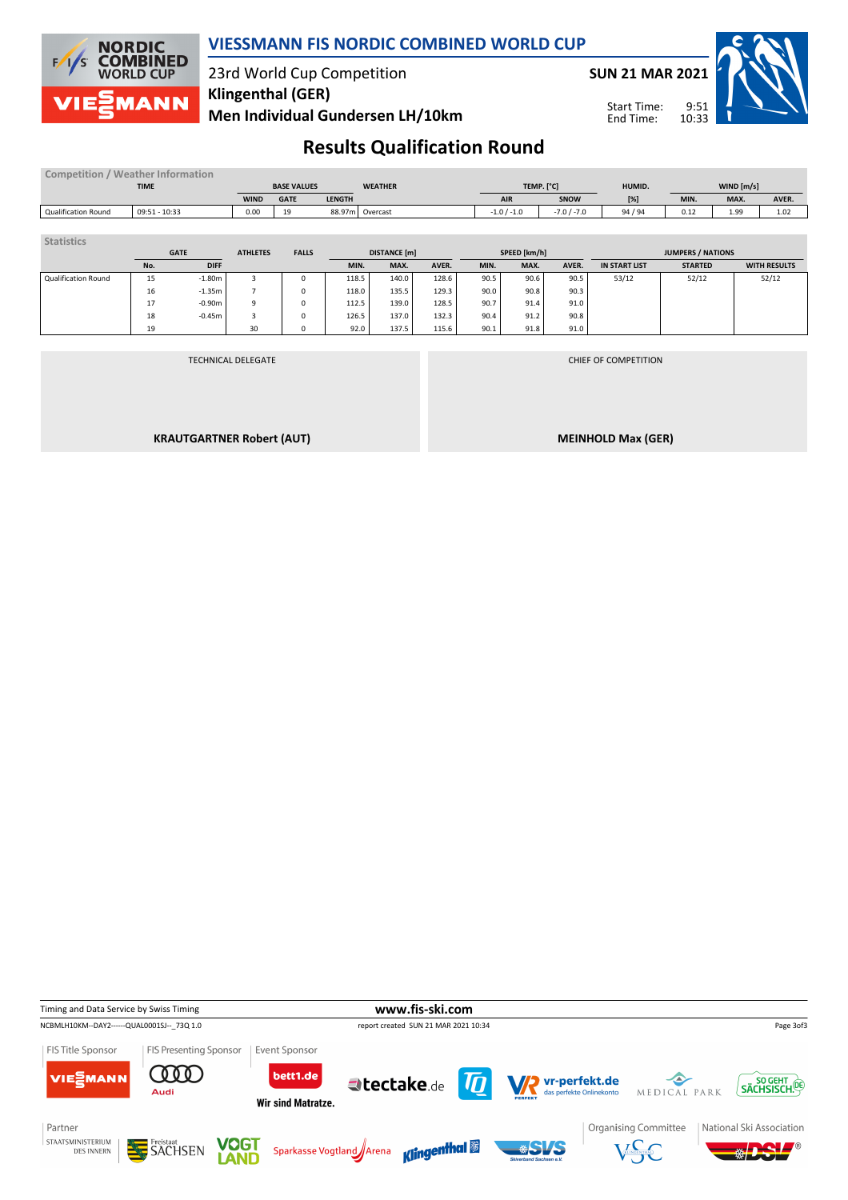# VIESSMANN FIS NORDIC COMBINED WORLD CUP

23rd World Cup Competition

**SUN 21 MAR 2021**

**Klingenthal (GER)**

**Men Individual Gundersen LH/10km**

Start Time: 9:51
End Time: 10:33

## Results Qualification Round

**Competition / Weather Information**

| | TIME | BASE VALUES | | | WEATHER | TEMP. [°C] | | HUMID. | WIND [m/s] | | |
|---|---|---|---|---|---|---|---|---|---|---|---|
| | | WIND | GATE | LENGTH | | AIR | SNOW | [%] | MIN. | MAX. | AVER. |
| Qualification Round | 09:51 - 10:33 | 0.00 | 19 | 88.97m | Overcast | -1.0 / -1.0 | -7.0 / -7.0 | 94 / 94 | 0.12 | 1.99 | 1.02 |

**Statistics**

| | GATE | | ATHLETES | FALLS | DISTANCE [m] | | | SPEED [km/h] | | | JUMPERS / NATIONS | | |
|---|---|---|---|---|---|---|---|---|---|---|---|---|---|
| | No. | DIFF | | | MIN. | MAX. | AVER. | MIN. | MAX. | AVER. | IN START LIST | STARTED | WITH RESULTS |
| Qualification Round | 15 | -1.80m | 3 | 0 | 118.5 | 140.0 | 128.6 | 90.5 | 90.6 | 90.5 | 53/12 | 52/12 | 52/12 |
| | 16 | -1.35m | 7 | 0 | 118.0 | 135.5 | 129.3 | 90.0 | 90.8 | 90.3 | | | |
| | 17 | -0.90m | 9 | 0 | 112.5 | 139.0 | 128.5 | 90.7 | 91.4 | 91.0 | | | |
| | 18 | -0.45m | 3 | 0 | 126.5 | 137.0 | 132.3 | 90.4 | 91.2 | 90.8 | | | |
| | 19 | | 30 | 0 | 92.0 | 137.5 | 115.6 | 90.1 | 91.8 | 91.0 | | | |

| TECHNICAL DELEGATE | CHIEF OF COMPETITION |
|---|---|
| **KRAUTGARTNER Robert (AUT)** | **MEINHOLD Max (GER)** |

Timing and Data Service by Swiss Timing

www.fis-ski.com

NCBMLH10KM--DAY2------QUAL0001SJ--_73Q 1.0

report created SUN 21 MAR 2021 10:34

FIS Title Sponsor | FIS Presenting Sponsor | Event Sponsor

Wir sind Matratze.

Partner | Organising Committee | National Ski Association